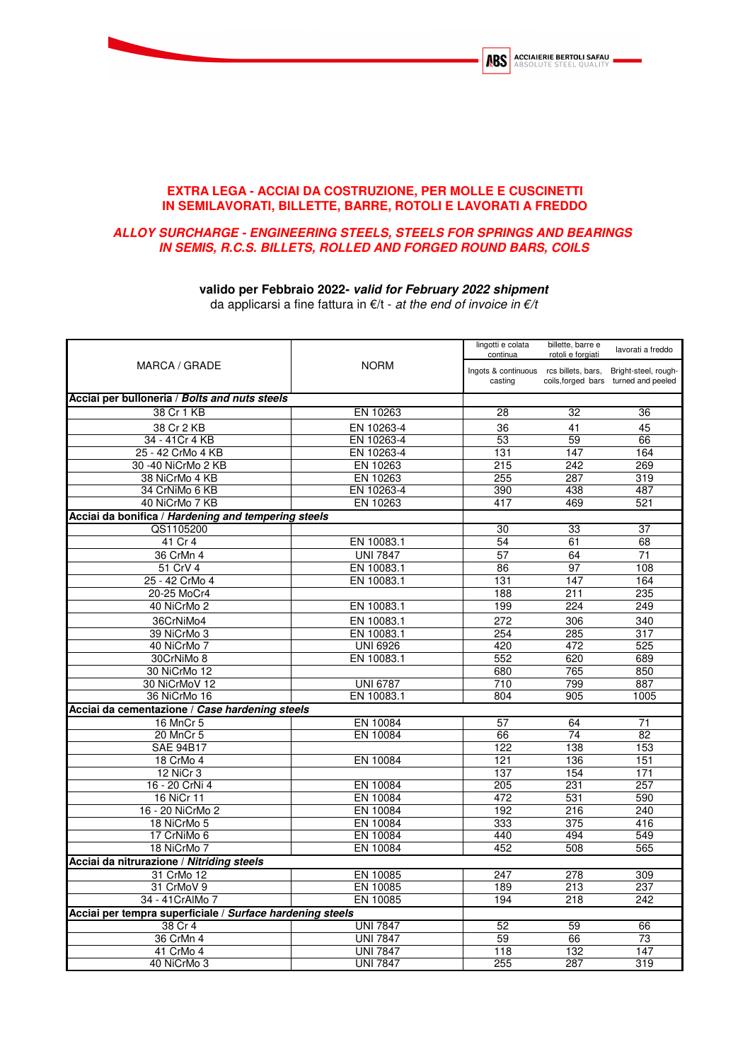## EXTRA LEGA - ACCIAI DA COSTRUZIONE, PER MOLLE E CUSCINETTI IN SEMILAVORATI, BILLETTE, BARRE, ROTOLI E LAVORATI A FREDDO

## *ALLOY SURCHARGE - ENGINEERING STEELS, STEELS FOR SPRINGS AND BEARINGS IN SEMIS, R.C.S. BILLETS, ROLLED AND FORGED ROUND BARS, COILS*

**valido per Febbraio 2022-** ***valid for February 2022 shipment***

da applicarsi a fine fattura in €/t - *at the end of invoice in €/t*

| MARCA / GRADE | NORM | lingotti e colata continua<br>Ingots & continuous casting | billette, barre e rotoli e forgiati<br>rcs billets, bars, coils,forged bars | lavorati a freddo<br>Bright-steel, rough-turned and peeled |
|---|---|---|---|---|
| **Acciai per bulloneria / *Bolts and nuts steels*** | | | | |
| 38 Cr 1 KB | EN 10263 | 28 | 32 | 36 |
| 38 Cr 2 KB | EN 10263-4 | 36 | 41 | 45 |
| 34 - 41Cr 4 KB | EN 10263-4 | 53 | 59 | 66 |
| 25 - 42 CrMo 4 KB | EN 10263-4 | 131 | 147 | 164 |
| 30 -40 NiCrMo 2 KB | EN 10263 | 215 | 242 | 269 |
| 38 NiCrMo 4 KB | EN 10263 | 255 | 287 | 319 |
| 34 CrNiMo 6 KB | EN 10263-4 | 390 | 438 | 487 |
| 40 NiCrMo 7 KB | EN 10263 | 417 | 469 | 521 |
| **Acciai da bonifica / *Hardening and tempering steels*** | | | | |
| QS1105200 | | 30 | 33 | 37 |
| 41 Cr 4 | EN 10083.1 | 54 | 61 | 68 |
| 36 CrMn 4 | UNI 7847 | 57 | 64 | 71 |
| 51 CrV 4 | EN 10083.1 | 86 | 97 | 108 |
| 25 - 42 CrMo 4 | EN 10083.1 | 131 | 147 | 164 |
| 20-25 MoCr4 | | 188 | 211 | 235 |
| 40 NiCrMo 2 | EN 10083.1 | 199 | 224 | 249 |
| 36CrNiMo4 | EN 10083.1 | 272 | 306 | 340 |
| 39 NiCrMo 3 | EN 10083.1 | 254 | 285 | 317 |
| 40 NiCrMo 7 | UNI 6926 | 420 | 472 | 525 |
| 30CrNiMo 8 | EN 10083.1 | 552 | 620 | 689 |
| 30 NiCrMo 12 | | 680 | 765 | 850 |
| 30 NiCrMoV 12 | UNI 6787 | 710 | 799 | 887 |
| 36 NiCrMo 16 | EN 10083.1 | 804 | 905 | 1005 |
| **Acciai da cementazione / *Case hardening steels*** | | | | |
| 16 MnCr 5 | EN 10084 | 57 | 64 | 71 |
| 20 MnCr 5 | EN 10084 | 66 | 74 | 82 |
| SAE 94B17 | | 122 | 138 | 153 |
| 18 CrMo 4 | EN 10084 | 121 | 136 | 151 |
| 12 NiCr 3 | | 137 | 154 | 171 |
| 16 - 20 CrNi 4 | EN 10084 | 205 | 231 | 257 |
| 16 NiCr 11 | EN 10084 | 472 | 531 | 590 |
| 16 - 20 NiCrMo 2 | EN 10084 | 192 | 216 | 240 |
| 18 NiCrMo 5 | EN 10084 | 333 | 375 | 416 |
| 17 CrNiMo 6 | EN 10084 | 440 | 494 | 549 |
| 18 NiCrMo 7 | EN 10084 | 452 | 508 | 565 |
| **Acciai da nitrurazione / *Nitriding steels*** | | | | |
| 31 CrMo 12 | EN 10085 | 247 | 278 | 309 |
| 31 CrMoV 9 | EN 10085 | 189 | 213 | 237 |
| 34 - 41CrAlMo 7 | EN 10085 | 194 | 218 | 242 |
| **Acciai per tempra superficiale / *Surface hardening steels*** | | | | |
| 38 Cr 4 | UNI 7847 | 52 | 59 | 66 |
| 36 CrMn 4 | UNI 7847 | 59 | 66 | 73 |
| 41 CrMo 4 | UNI 7847 | 118 | 132 | 147 |
| 40 NiCrMo 3 | UNI 7847 | 255 | 287 | 319 |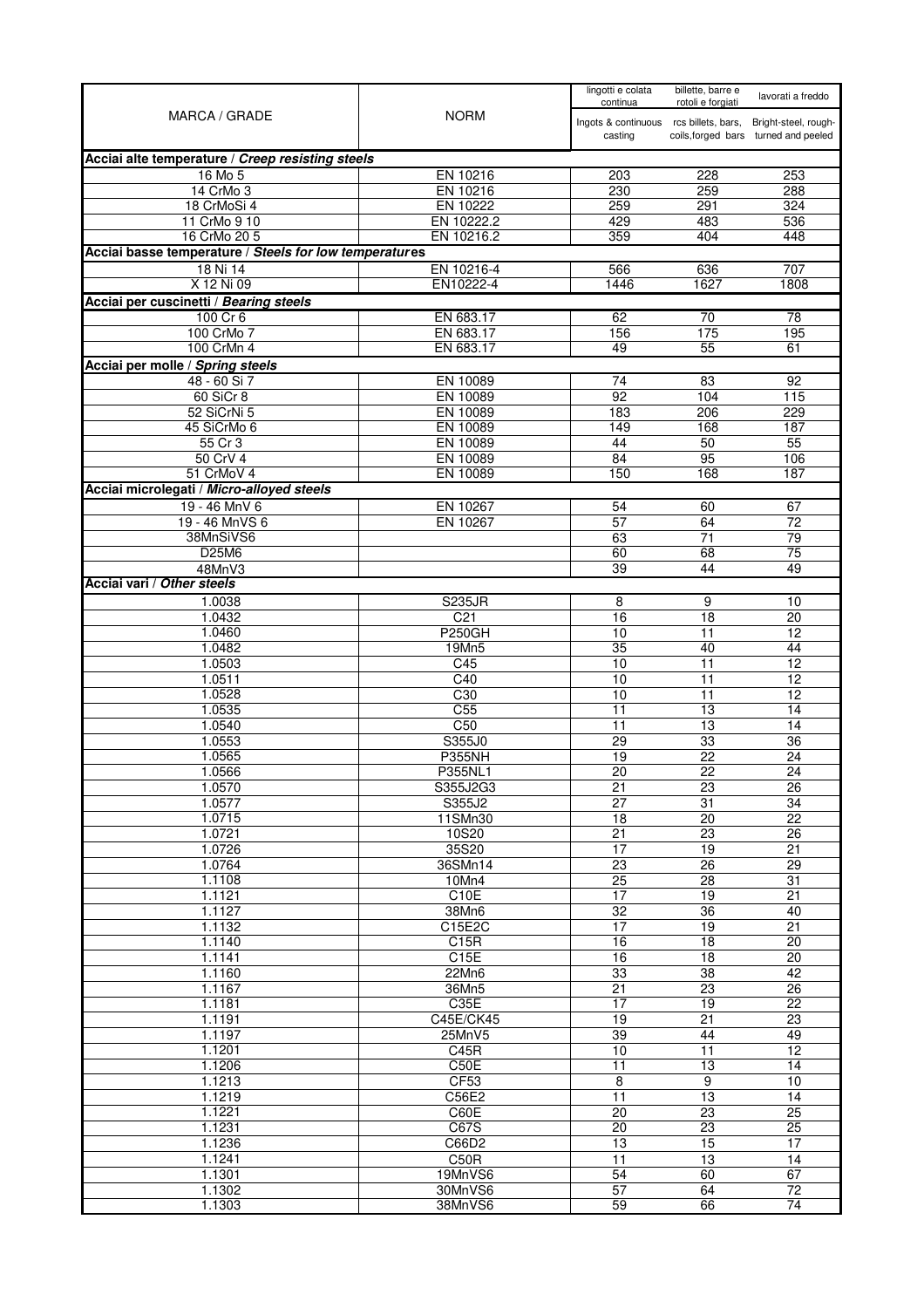| MARCA / GRADE | NORM | lingotti e colata continua<br>Ingots & continuous casting | billette, barre e rotoli e forgiati<br>rcs billets, bars, coils,forged bars | lavorati a freddo<br>Bright-steel, rough-turned and peeled |
|---|---|---|---|---|
| **Acciai alte temperature / *Creep resisting steels*** | | | | |
| 16 Mo 5 | EN 10216 | 203 | 228 | 253 |
| 14 CrMo 3 | EN 10216 | 230 | 259 | 288 |
| 18 CrMoSi 4 | EN 10222 | 259 | 291 | 324 |
| 11 CrMo 9 10 | EN 10222.2 | 429 | 483 | 536 |
| 16 CrMo 20 5 | EN 10216.2 | 359 | 404 | 448 |
| **Acciai basse temperature / *Steels for low temperatures*** | | | | |
| 18 Ni 14 | EN 10216-4 | 566 | 636 | 707 |
| X 12 Ni 09 | EN10222-4 | 1446 | 1627 | 1808 |
| **Acciai per cuscinetti / *Bearing steels*** | | | | |
| 100 Cr 6 | EN 683.17 | 62 | 70 | 78 |
| 100 CrMo 7 | EN 683.17 | 156 | 175 | 195 |
| 100 CrMn 4 | EN 683.17 | 49 | 55 | 61 |
| **Acciai per molle / *Spring steels*** | | | | |
| 48 - 60 Si 7 | EN 10089 | 74 | 83 | 92 |
| 60 SiCr 8 | EN 10089 | 92 | 104 | 115 |
| 52 SiCrNi 5 | EN 10089 | 183 | 206 | 229 |
| 45 SiCrMo 6 | EN 10089 | 149 | 168 | 187 |
| 55 Cr 3 | EN 10089 | 44 | 50 | 55 |
| 50 CrV 4 | EN 10089 | 84 | 95 | 106 |
| 51 CrMoV 4 | EN 10089 | 150 | 168 | 187 |
| **Acciai microlegati / *Micro-alloyed steels*** | | | | |
| 19 - 46 MnV 6 | EN 10267 | 54 | 60 | 67 |
| 19 - 46 MnVS 6 | EN 10267 | 57 | 64 | 72 |
| 38MnSiVS6 | | 63 | 71 | 79 |
| D25M6 | | 60 | 68 | 75 |
| 48MnV3 | | 39 | 44 | 49 |
| **Acciai vari / *Other steels*** | | | | |
| 1.0038 | S235JR | 8 | 9 | 10 |
| 1.0432 | C21 | 16 | 18 | 20 |
| 1.0460 | P250GH | 10 | 11 | 12 |
| 1.0482 | 19Mn5 | 35 | 40 | 44 |
| 1.0503 | C45 | 10 | 11 | 12 |
| 1.0511 | C40 | 10 | 11 | 12 |
| 1.0528 | C30 | 10 | 11 | 12 |
| 1.0535 | C55 | 11 | 13 | 14 |
| 1.0540 | C50 | 11 | 13 | 14 |
| 1.0553 | S355J0 | 29 | 33 | 36 |
| 1.0565 | P355NH | 19 | 22 | 24 |
| 1.0566 | P355NL1 | 20 | 22 | 24 |
| 1.0570 | S355J2G3 | 21 | 23 | 26 |
| 1.0577 | S355J2 | 27 | 31 | 34 |
| 1.0715 | 11SMn30 | 18 | 20 | 22 |
| 1.0721 | 10S20 | 21 | 23 | 26 |
| 1.0726 | 35S20 | 17 | 19 | 21 |
| 1.0764 | 36SMn14 | 23 | 26 | 29 |
| 1.1108 | 10Mn4 | 25 | 28 | 31 |
| 1.1121 | C10E | 17 | 19 | 21 |
| 1.1127 | 38Mn6 | 32 | 36 | 40 |
| 1.1132 | C15E2C | 17 | 19 | 21 |
| 1.1140 | C15R | 16 | 18 | 20 |
| 1.1141 | C15E | 16 | 18 | 20 |
| 1.1160 | 22Mn6 | 33 | 38 | 42 |
| 1.1167 | 36Mn5 | 21 | 23 | 26 |
| 1.1181 | C35E | 17 | 19 | 22 |
| 1.1191 | C45E/CK45 | 19 | 21 | 23 |
| 1.1197 | 25MnV5 | 39 | 44 | 49 |
| 1.1201 | C45R | 10 | 11 | 12 |
| 1.1206 | C50E | 11 | 13 | 14 |
| 1.1213 | CF53 | 8 | 9 | 10 |
| 1.1219 | C56E2 | 11 | 13 | 14 |
| 1.1221 | C60E | 20 | 23 | 25 |
| 1.1231 | C67S | 20 | 23 | 25 |
| 1.1236 | C66D2 | 13 | 15 | 17 |
| 1.1241 | C50R | 11 | 13 | 14 |
| 1.1301 | 19MnVS6 | 54 | 60 | 67 |
| 1.1302 | 30MnVS6 | 57 | 64 | 72 |
| 1.1303 | 38MnVS6 | 59 | 66 | 74 |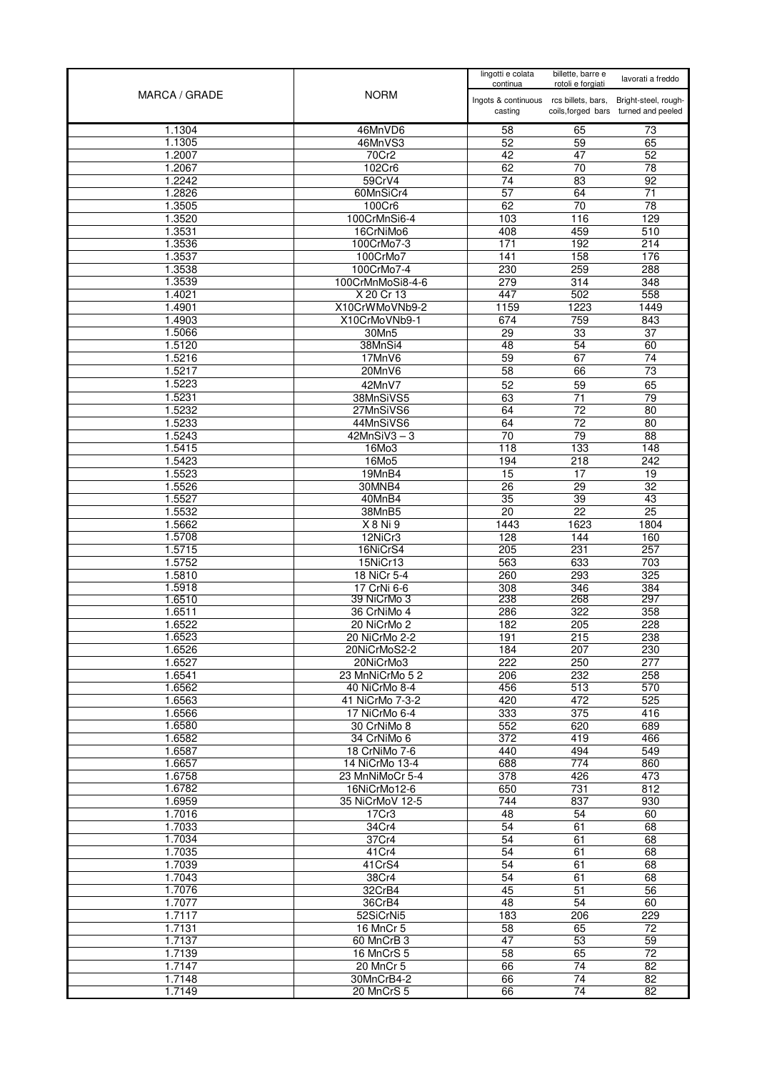| MARCA / GRADE | NORM | lingotti e colata continua<br>Ingots & continuous casting | billette, barre e rotoli e forgiati<br>rcs billets, bars, coils,forged bars | lavorati a freddo<br>Bright-steel, rough-turned and peeled |
|---|---|---|---|---|
| 1.1304 | 46MnVD6 | 58 | 65 | 73 |
| 1.1305 | 46MnVS3 | 52 | 59 | 65 |
| 1.2007 | 70Cr2 | 42 | 47 | 52 |
| 1.2067 | 102Cr6 | 62 | 70 | 78 |
| 1.2242 | 59CrV4 | 74 | 83 | 92 |
| 1.2826 | 60MnSiCr4 | 57 | 64 | 71 |
| 1.3505 | 100Cr6 | 62 | 70 | 78 |
| 1.3520 | 100CrMnSi6-4 | 103 | 116 | 129 |
| 1.3531 | 16CrNiMo6 | 408 | 459 | 510 |
| 1.3536 | 100CrMo7-3 | 171 | 192 | 214 |
| 1.3537 | 100CrMo7 | 141 | 158 | 176 |
| 1.3538 | 100CrMo7-4 | 230 | 259 | 288 |
| 1.3539 | 100CrMnMoSi8-4-6 | 279 | 314 | 348 |
| 1.4021 | X 20 Cr 13 | 447 | 502 | 558 |
| 1.4901 | X10CrWMoVNb9-2 | 1159 | 1223 | 1449 |
| 1.4903 | X10CrMoVNb9-1 | 674 | 759 | 843 |
| 1.5066 | 30Mn5 | 29 | 33 | 37 |
| 1.5120 | 38MnSi4 | 48 | 54 | 60 |
| 1.5216 | 17MnV6 | 59 | 67 | 74 |
| 1.5217 | 20MnV6 | 58 | 66 | 73 |
| 1.5223 | 42MnV7 | 52 | 59 | 65 |
| 1.5231 | 38MnSiVS5 | 63 | 71 | 79 |
| 1.5232 | 27MnSiVS6 | 64 | 72 | 80 |
| 1.5233 | 44MnSiVS6 | 64 | 72 | 80 |
| 1.5243 | 42MnSiV3 – 3 | 70 | 79 | 88 |
| 1.5415 | 16Mo3 | 118 | 133 | 148 |
| 1.5423 | 16Mo5 | 194 | 218 | 242 |
| 1.5523 | 19MnB4 | 15 | 17 | 19 |
| 1.5526 | 30MNB4 | 26 | 29 | 32 |
| 1.5527 | 40MnB4 | 35 | 39 | 43 |
| 1.5532 | 38MnB5 | 20 | 22 | 25 |
| 1.5662 | X 8 Ni 9 | 1443 | 1623 | 1804 |
| 1.5708 | 12NiCr3 | 128 | 144 | 160 |
| 1.5715 | 16NiCrS4 | 205 | 231 | 257 |
| 1.5752 | 15NiCr13 | 563 | 633 | 703 |
| 1.5810 | 18 NiCr 5-4 | 260 | 293 | 325 |
| 1.5918 | 17 CrNi 6-6 | 308 | 346 | 384 |
| 1.6510 | 39 NiCrMo 3 | 238 | 268 | 297 |
| 1.6511 | 36 CrNiMo 4 | 286 | 322 | 358 |
| 1.6522 | 20 NiCrMo 2 | 182 | 205 | 228 |
| 1.6523 | 20 NiCrMo 2-2 | 191 | 215 | 238 |
| 1.6526 | 20NiCrMoS2-2 | 184 | 207 | 230 |
| 1.6527 | 20NiCrMo3 | 222 | 250 | 277 |
| 1.6541 | 23 MnNiCrMo 5 2 | 206 | 232 | 258 |
| 1.6562 | 40 NiCrMo 8-4 | 456 | 513 | 570 |
| 1.6563 | 41 NiCrMo 7-3-2 | 420 | 472 | 525 |
| 1.6566 | 17 NiCrMo 6-4 | 333 | 375 | 416 |
| 1.6580 | 30 CrNiMo 8 | 552 | 620 | 689 |
| 1.6582 | 34 CrNiMo 6 | 372 | 419 | 466 |
| 1.6587 | 18 CrNiMo 7-6 | 440 | 494 | 549 |
| 1.6657 | 14 NiCrMo 13-4 | 688 | 774 | 860 |
| 1.6758 | 23 MnNiMoCr 5-4 | 378 | 426 | 473 |
| 1.6782 | 16NiCrMo12-6 | 650 | 731 | 812 |
| 1.6959 | 35 NiCrMoV 12-5 | 744 | 837 | 930 |
| 1.7016 | 17Cr3 | 48 | 54 | 60 |
| 1.7033 | 34Cr4 | 54 | 61 | 68 |
| 1.7034 | 37Cr4 | 54 | 61 | 68 |
| 1.7035 | 41Cr4 | 54 | 61 | 68 |
| 1.7039 | 41CrS4 | 54 | 61 | 68 |
| 1.7043 | 38Cr4 | 54 | 61 | 68 |
| 1.7076 | 32CrB4 | 45 | 51 | 56 |
| 1.7077 | 36CrB4 | 48 | 54 | 60 |
| 1.7117 | 52SiCrNi5 | 183 | 206 | 229 |
| 1.7131 | 16 MnCr 5 | 58 | 65 | 72 |
| 1.7137 | 60 MnCrB 3 | 47 | 53 | 59 |
| 1.7139 | 16 MnCrS 5 | 58 | 65 | 72 |
| 1.7147 | 20 MnCr 5 | 66 | 74 | 82 |
| 1.7148 | 30MnCrB4-2 | 66 | 74 | 82 |
| 1.7149 | 20 MnCrS 5 | 66 | 74 | 82 |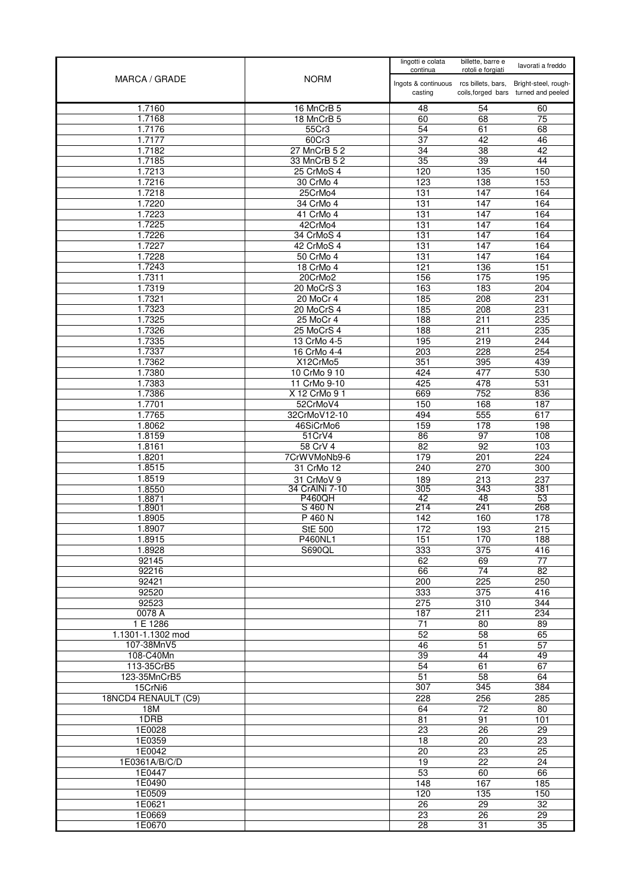| MARCA / GRADE | NORM | lingotti e colata continua<br>Ingots & continuous casting | billette, barre e rotoli e forgiati<br>rcs billets, bars, coils,forged bars | lavorati a freddo<br>Bright-steel, rough-turned and peeled |
|---|---|---|---|---|
| 1.7160 | 16 MnCrB 5 | 48 | 54 | 60 |
| 1.7168 | 18 MnCrB 5 | 60 | 68 | 75 |
| 1.7176 | 55Cr3 | 54 | 61 | 68 |
| 1.7177 | 60Cr3 | 37 | 42 | 46 |
| 1.7182 | 27 MnCrB 5 2 | 34 | 38 | 42 |
| 1.7185 | 33 MnCrB 5 2 | 35 | 39 | 44 |
| 1.7213 | 25 CrMoS 4 | 120 | 135 | 150 |
| 1.7216 | 30 CrMo 4 | 123 | 138 | 153 |
| 1.7218 | 25CrMo4 | 131 | 147 | 164 |
| 1.7220 | 34 CrMo 4 | 131 | 147 | 164 |
| 1.7223 | 41 CrMo 4 | 131 | 147 | 164 |
| 1.7225 | 42CrMo4 | 131 | 147 | 164 |
| 1.7226 | 34 CrMoS 4 | 131 | 147 | 164 |
| 1.7227 | 42 CrMoS 4 | 131 | 147 | 164 |
| 1.7228 | 50 CrMo 4 | 131 | 147 | 164 |
| 1.7243 | 18 CrMo 4 | 121 | 136 | 151 |
| 1.7311 | 20CrMo2 | 156 | 175 | 195 |
| 1.7319 | 20 MoCrS 3 | 163 | 183 | 204 |
| 1.7321 | 20 MoCr 4 | 185 | 208 | 231 |
| 1.7323 | 20 MoCrS 4 | 185 | 208 | 231 |
| 1.7325 | 25 MoCr 4 | 188 | 211 | 235 |
| 1.7326 | 25 MoCrS 4 | 188 | 211 | 235 |
| 1.7335 | 13 CrMo 4-5 | 195 | 219 | 244 |
| 1.7337 | 16 CrMo 4-4 | 203 | 228 | 254 |
| 1.7362 | X12CrMo5 | 351 | 395 | 439 |
| 1.7380 | 10 CrMo 9 10 | 424 | 477 | 530 |
| 1.7383 | 11 CrMo 9-10 | 425 | 478 | 531 |
| 1.7386 | X 12 CrMo 9 1 | 669 | 752 | 836 |
| 1.7701 | 52CrMoV4 | 150 | 168 | 187 |
| 1.7765 | 32CrMoV12-10 | 494 | 555 | 617 |
| 1.8062 | 46SiCrMo6 | 159 | 178 | 198 |
| 1.8159 | 51CrV4 | 86 | 97 | 108 |
| 1.8161 | 58 CrV 4 | 82 | 92 | 103 |
| 1.8201 | 7CrWVMoNb9-6 | 179 | 201 | 224 |
| 1.8515 | 31 CrMo 12 | 240 | 270 | 300 |
| 1.8519 | 31 CrMoV 9 | 189 | 213 | 237 |
| 1.8550 | 34 CrAlNi 7-10 | 305 | 343 | 381 |
| 1.8871 | P460QH | 42 | 48 | 53 |
| 1.8901 | S 460 N | 214 | 241 | 268 |
| 1.8905 | P 460 N | 142 | 160 | 178 |
| 1.8907 | StE 500 | 172 | 193 | 215 |
| 1.8915 | P460NL1 | 151 | 170 | 188 |
| 1.8928 | S690QL | 333 | 375 | 416 |
| 92145 | | 62 | 69 | 77 |
| 92216 | | 66 | 74 | 82 |
| 92421 | | 200 | 225 | 250 |
| 92520 | | 333 | 375 | 416 |
| 92523 | | 275 | 310 | 344 |
| 0078 A | | 187 | 211 | 234 |
| 1 E 1286 | | 71 | 80 | 89 |
| 1.1301-1.1302 mod | | 52 | 58 | 65 |
| 107-38MnV5 | | 46 | 51 | 57 |
| 108-C40Mn | | 39 | 44 | 49 |
| 113-35CrB5 | | 54 | 61 | 67 |
| 123-35MnCrB5 | | 51 | 58 | 64 |
| 15CrNi6 | | 307 | 345 | 384 |
| 18NCD4 RENAULT (C9) | | 228 | 256 | 285 |
| 18M | | 64 | 72 | 80 |
| 1DRB | | 81 | 91 | 101 |
| 1E0028 | | 23 | 26 | 29 |
| 1E0359 | | 18 | 20 | 23 |
| 1E0042 | | 20 | 23 | 25 |
| 1E0361A/B/C/D | | 19 | 22 | 24 |
| 1E0447 | | 53 | 60 | 66 |
| 1E0490 | | 148 | 167 | 185 |
| 1E0509 | | 120 | 135 | 150 |
| 1E0621 | | 26 | 29 | 32 |
| 1E0669 | | 23 | 26 | 29 |
| 1E0670 | | 28 | 31 | 35 |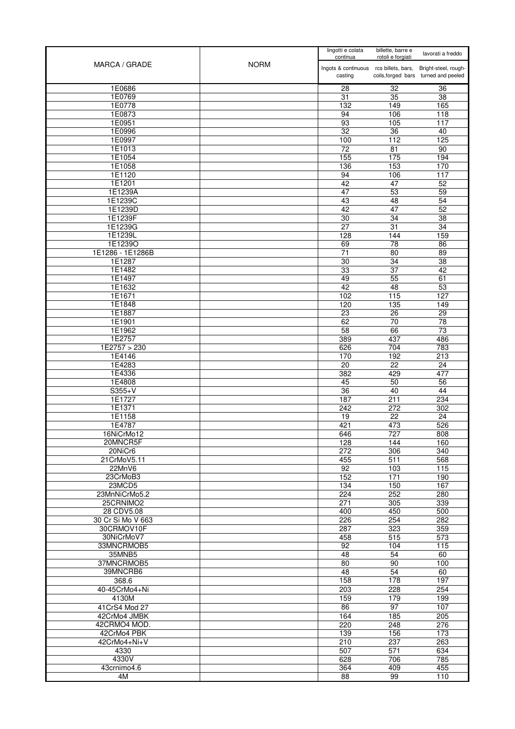| MARCA / GRADE | NORM | lingotti e colata continua<br>Ingots & continuous casting | billette, barre e rotoli e forgiati<br>rcs billets, bars, coils,forged bars | lavorati a freddo<br>Bright-steel, rough-turned and peeled |
|---|---|---|---|---|
| 1E0686 | | 28 | 32 | 36 |
| 1E0769 | | 31 | 35 | 38 |
| 1E0778 | | 132 | 149 | 165 |
| 1E0873 | | 94 | 106 | 118 |
| 1E0951 | | 93 | 105 | 117 |
| 1E0996 | | 32 | 36 | 40 |
| 1E0997 | | 100 | 112 | 125 |
| 1E1013 | | 72 | 81 | 90 |
| 1E1054 | | 155 | 175 | 194 |
| 1E1058 | | 136 | 153 | 170 |
| 1E1120 | | 94 | 106 | 117 |
| 1E1201 | | 42 | 47 | 52 |
| 1E1239A | | 47 | 53 | 59 |
| 1E1239C | | 43 | 48 | 54 |
| 1E1239D | | 42 | 47 | 52 |
| 1E1239F | | 30 | 34 | 38 |
| 1E1239G | | 27 | 31 | 34 |
| 1E1239L | | 128 | 144 | 159 |
| 1E1239O | | 69 | 78 | 86 |
| 1E1286 - 1E1286B | | 71 | 80 | 89 |
| 1E1287 | | 30 | 34 | 38 |
| 1E1482 | | 33 | 37 | 42 |
| 1E1497 | | 49 | 55 | 61 |
| 1E1632 | | 42 | 48 | 53 |
| 1E1671 | | 102 | 115 | 127 |
| 1E1848 | | 120 | 135 | 149 |
| 1E1887 | | 23 | 26 | 29 |
| 1E1901 | | 62 | 70 | 78 |
| 1E1962 | | 58 | 66 | 73 |
| 1E2757 | | 389 | 437 | 486 |
| 1E2757 > 230 | | 626 | 704 | 783 |
| 1E4146 | | 170 | 192 | 213 |
| 1E4283 | | 20 | 22 | 24 |
| 1E4336 | | 382 | 429 | 477 |
| 1E4808 | | 45 | 50 | 56 |
| S355+V | | 36 | 40 | 44 |
| 1E1727 | | 187 | 211 | 234 |
| 1E1371 | | 242 | 272 | 302 |
| 1E1158 | | 19 | 22 | 24 |
| 1E4787 | | 421 | 473 | 526 |
| 16NiCrMo12 | | 646 | 727 | 808 |
| 20MNCR5F | | 128 | 144 | 160 |
| 20NiCr6 | | 272 | 306 | 340 |
| 21CrMoV5.11 | | 455 | 511 | 568 |
| 22MnV6 | | 92 | 103 | 115 |
| 23CrMoB3 | | 152 | 171 | 190 |
| 23MCD5 | | 134 | 150 | 167 |
| 23MnNiCrMo5.2 | | 224 | 252 | 280 |
| 25CRNIMO2 | | 271 | 305 | 339 |
| 28 CDV5.08 | | 400 | 450 | 500 |
| 30 Cr Si Mo V 663 | | 226 | 254 | 282 |
| 30CRMOV10F | | 287 | 323 | 359 |
| 30NiCrMoV7 | | 458 | 515 | 573 |
| 33MNCRMOB5 | | 92 | 104 | 115 |
| 35MNB5 | | 48 | 54 | 60 |
| 37MNCRMOB5 | | 80 | 90 | 100 |
| 39MNCRB6 | | 48 | 54 | 60 |
| 368.6 | | 158 | 178 | 197 |
| 40-45CrMo4+Ni | | 203 | 228 | 254 |
| 4130M | | 159 | 179 | 199 |
| 41CrS4 Mod 27 | | 86 | 97 | 107 |
| 42CrMo4 JMBK | | 164 | 185 | 205 |
| 42CRMO4 MOD. | | 220 | 248 | 276 |
| 42CrMo4 PBK | | 139 | 156 | 173 |
| 42CrMo4+Ni+V | | 210 | 237 | 263 |
| 4330 | | 507 | 571 | 634 |
| 4330V | | 628 | 706 | 785 |
| 43crnimo4.6 | | 364 | 409 | 455 |
| 4M | | 88 | 99 | 110 |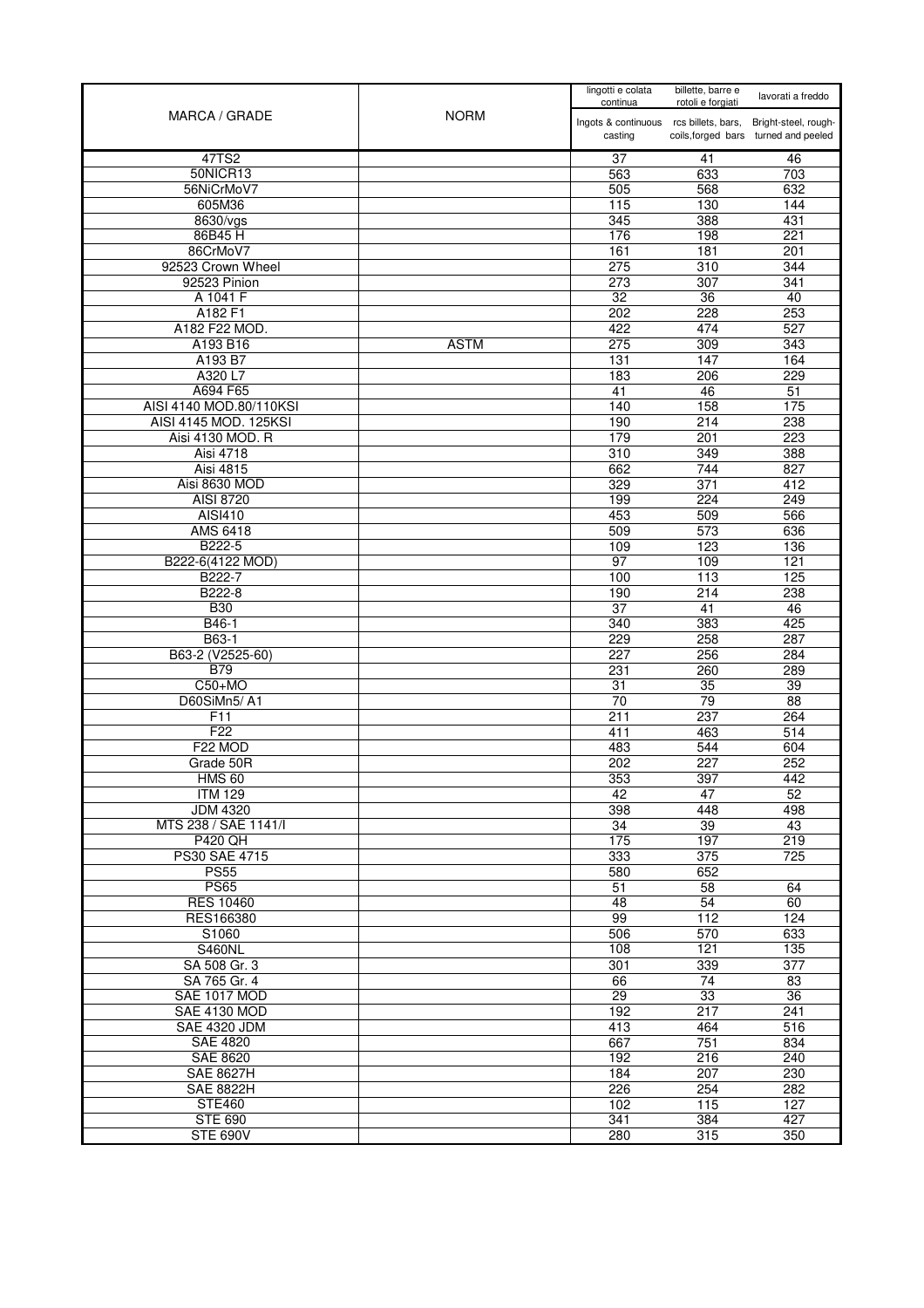| MARCA / GRADE | NORM | lingotti e colata continua | billette, barre e rotoli e forgiati | lavorati a freddo |
|---|---|---|---|---|
| | | Ingots & continuous casting | rcs billets, bars, coils,forged bars | Bright-steel, rough-turned and peeled |
| 47TS2 | | 37 | 41 | 46 |
| 50NICR13 | | 563 | 633 | 703 |
| 56NiCrMoV7 | | 505 | 568 | 632 |
| 605M36 | | 115 | 130 | 144 |
| 8630/vgs | | 345 | 388 | 431 |
| 86B45 H | | 176 | 198 | 221 |
| 86CrMoV7 | | 161 | 181 | 201 |
| 92523 Crown Wheel | | 275 | 310 | 344 |
| 92523 Pinion | | 273 | 307 | 341 |
| A 1041 F | | 32 | 36 | 40 |
| A182 F1 | | 202 | 228 | 253 |
| A182 F22 MOD. | | 422 | 474 | 527 |
| A193 B16 | ASTM | 275 | 309 | 343 |
| A193 B7 | | 131 | 147 | 164 |
| A320 L7 | | 183 | 206 | 229 |
| A694 F65 | | 41 | 46 | 51 |
| AISI 4140 MOD.80/110KSI | | 140 | 158 | 175 |
| AISI 4145 MOD. 125KSI | | 190 | 214 | 238 |
| Aisi 4130 MOD. R | | 179 | 201 | 223 |
| Aisi 4718 | | 310 | 349 | 388 |
| Aisi 4815 | | 662 | 744 | 827 |
| Aisi 8630 MOD | | 329 | 371 | 412 |
| AISI 8720 | | 199 | 224 | 249 |
| AISI410 | | 453 | 509 | 566 |
| AMS 6418 | | 509 | 573 | 636 |
| B222-5 | | 109 | 123 | 136 |
| B222-6(4122 MOD) | | 97 | 109 | 121 |
| B222-7 | | 100 | 113 | 125 |
| B222-8 | | 190 | 214 | 238 |
| B30 | | 37 | 41 | 46 |
| B46-1 | | 340 | 383 | 425 |
| B63-1 | | 229 | 258 | 287 |
| B63-2 (V2525-60) | | 227 | 256 | 284 |
| B79 | | 231 | 260 | 289 |
| C50+MO | | 31 | 35 | 39 |
| D60SiMn5/ A1 | | 70 | 79 | 88 |
| F11 | | 211 | 237 | 264 |
| F22 | | 411 | 463 | 514 |
| F22 MOD | | 483 | 544 | 604 |
| Grade 50R | | 202 | 227 | 252 |
| HMS 60 | | 353 | 397 | 442 |
| ITM 129 | | 42 | 47 | 52 |
| JDM 4320 | | 398 | 448 | 498 |
| MTS 238 / SAE 1141/I | | 34 | 39 | 43 |
| P420 QH | | 175 | 197 | 219 |
| PS30 SAE 4715 | | 333 | 375 | 725 |
| PS55 | | 580 | 652 | |
| PS65 | | 51 | 58 | 64 |
| RES 10460 | | 48 | 54 | 60 |
| RES166380 | | 99 | 112 | 124 |
| S1060 | | 506 | 570 | 633 |
| S460NL | | 108 | 121 | 135 |
| SA 508 Gr. 3 | | 301 | 339 | 377 |
| SA 765 Gr. 4 | | 66 | 74 | 83 |
| SAE 1017 MOD | | 29 | 33 | 36 |
| SAE 4130 MOD | | 192 | 217 | 241 |
| SAE 4320 JDM | | 413 | 464 | 516 |
| SAE 4820 | | 667 | 751 | 834 |
| SAE 8620 | | 192 | 216 | 240 |
| SAE 8627H | | 184 | 207 | 230 |
| SAE 8822H | | 226 | 254 | 282 |
| STE460 | | 102 | 115 | 127 |
| STE 690 | | 341 | 384 | 427 |
| STE 690V | | 280 | 315 | 350 |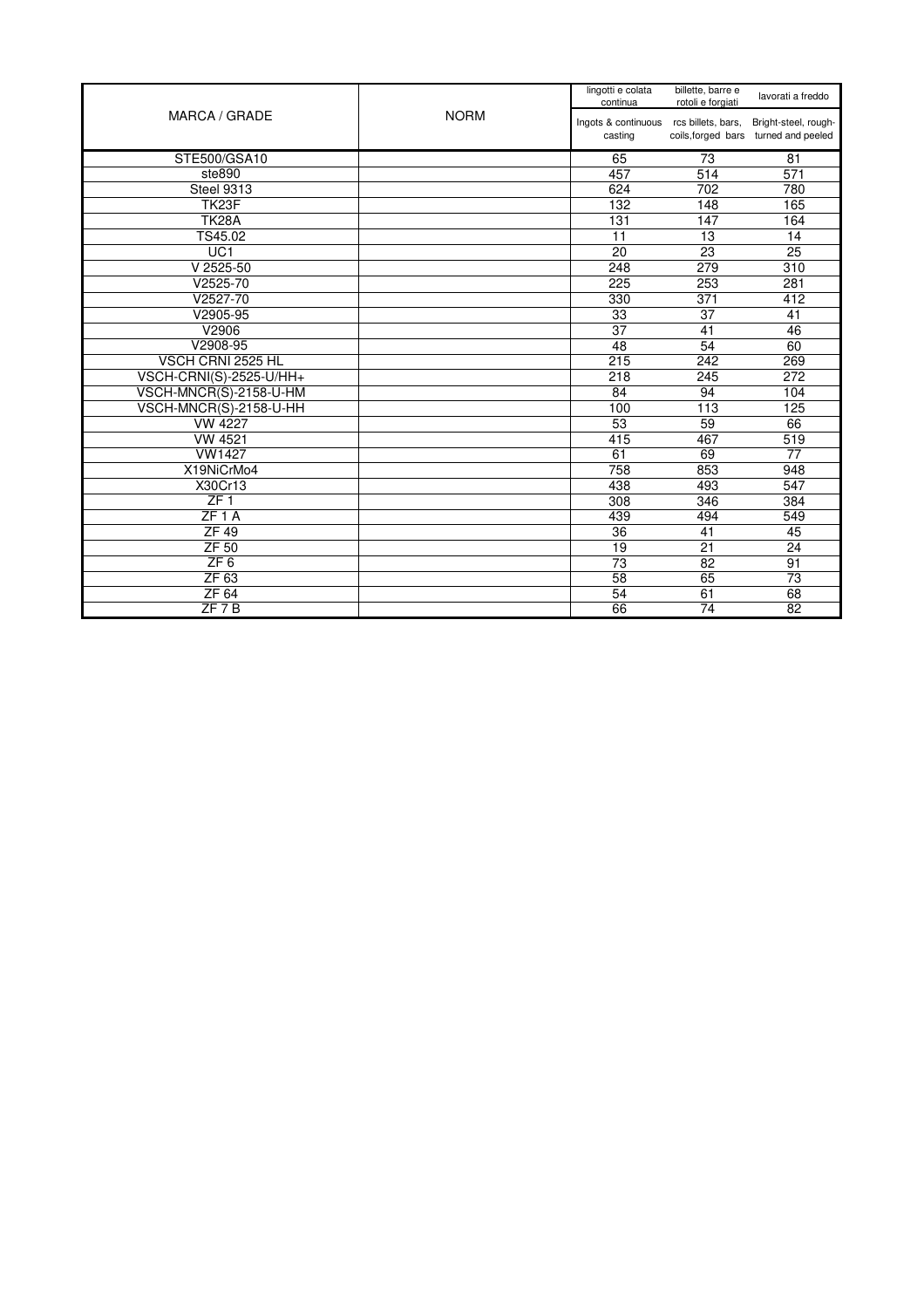| MARCA / GRADE | NORM | lingotti e colata continua<br>Ingots & continuous casting | billette, barre e rotoli e forgiati<br>rcs billets, bars, coils,forged bars | lavorati a freddo<br>Bright-steel, rough-turned and peeled |
|---|---|---|---|---|
| STE500/GSA10 | | 65 | 73 | 81 |
| ste890 | | 457 | 514 | 571 |
| Steel 9313 | | 624 | 702 | 780 |
| TK23F | | 132 | 148 | 165 |
| TK28A | | 131 | 147 | 164 |
| TS45.02 | | 11 | 13 | 14 |
| UC1 | | 20 | 23 | 25 |
| V 2525-50 | | 248 | 279 | 310 |
| V2525-70 | | 225 | 253 | 281 |
| V2527-70 | | 330 | 371 | 412 |
| V2905-95 | | 33 | 37 | 41 |
| V2906 | | 37 | 41 | 46 |
| V2908-95 | | 48 | 54 | 60 |
| VSCH CRNI 2525 HL | | 215 | 242 | 269 |
| VSCH-CRNI(S)-2525-U/HH+ | | 218 | 245 | 272 |
| VSCH-MNCR(S)-2158-U-HM | | 84 | 94 | 104 |
| VSCH-MNCR(S)-2158-U-HH | | 100 | 113 | 125 |
| VW 4227 | | 53 | 59 | 66 |
| VW 4521 | | 415 | 467 | 519 |
| VW1427 | | 61 | 69 | 77 |
| X19NiCrMo4 | | 758 | 853 | 948 |
| X30Cr13 | | 438 | 493 | 547 |
| ZF 1 | | 308 | 346 | 384 |
| ZF 1 A | | 439 | 494 | 549 |
| ZF 49 | | 36 | 41 | 45 |
| ZF 50 | | 19 | 21 | 24 |
| ZF 6 | | 73 | 82 | 91 |
| ZF 63 | | 58 | 65 | 73 |
| ZF 64 | | 54 | 61 | 68 |
| ZF 7 B | | 66 | 74 | 82 |